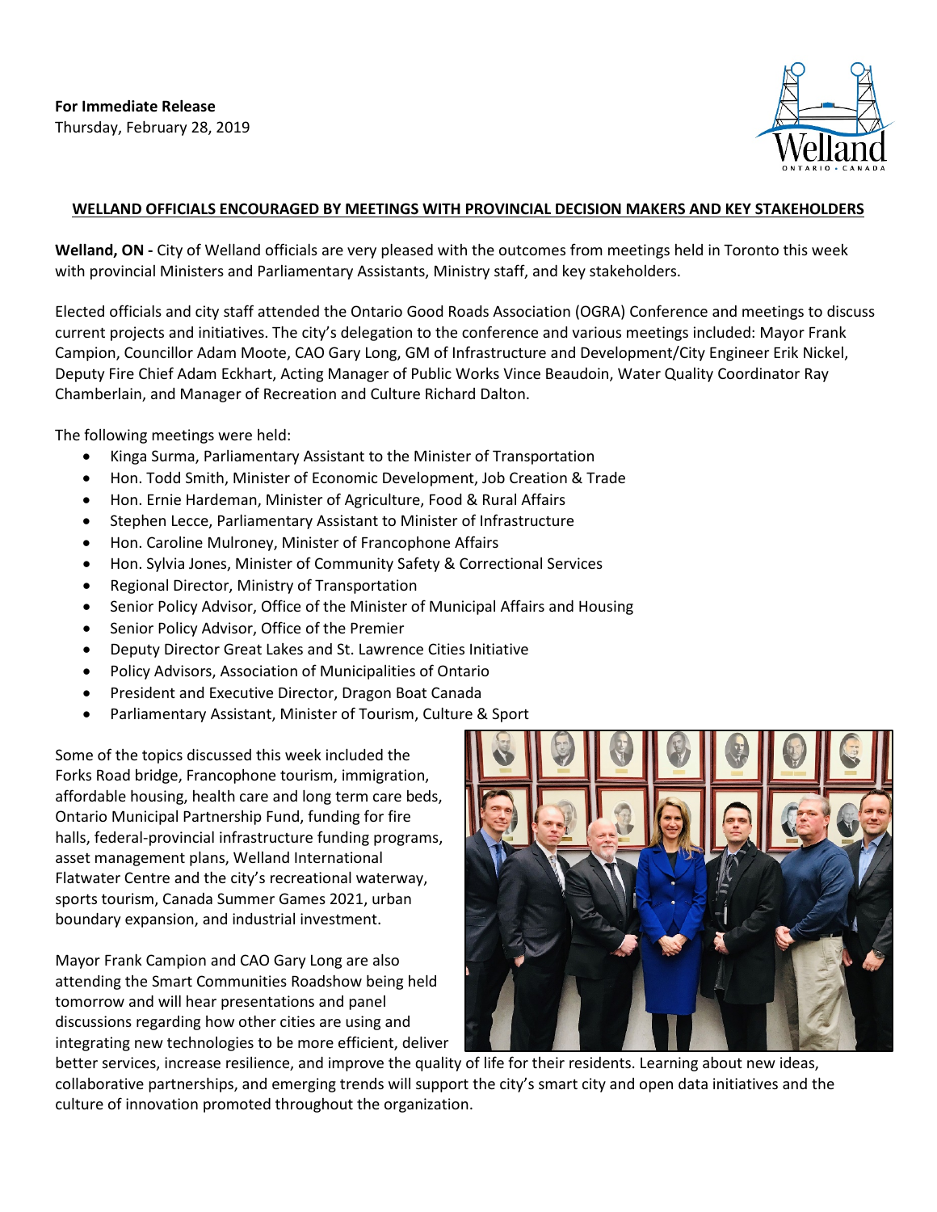**For Immediate Release**
Thursday, February 28, 2019

# WELLAND OFFICIALS ENCOURAGED BY MEETINGS WITH PROVINCIAL DECISION MAKERS AND KEY STAKEHOLDERS

**Welland, ON -** City of Welland officials are very pleased with the outcomes from meetings held in Toronto this week with provincial Ministers and Parliamentary Assistants, Ministry staff, and key stakeholders.

Elected officials and city staff attended the Ontario Good Roads Association (OGRA) Conference and meetings to discuss current projects and initiatives. The city's delegation to the conference and various meetings included: Mayor Frank Campion, Councillor Adam Moote, CAO Gary Long, GM of Infrastructure and Development/City Engineer Erik Nickel, Deputy Fire Chief Adam Eckhart, Acting Manager of Public Works Vince Beaudoin, Water Quality Coordinator Ray Chamberlain, and Manager of Recreation and Culture Richard Dalton.

The following meetings were held:

- Kinga Surma, Parliamentary Assistant to the Minister of Transportation
- Hon. Todd Smith, Minister of Economic Development, Job Creation & Trade
- Hon. Ernie Hardeman, Minister of Agriculture, Food & Rural Affairs
- Stephen Lecce, Parliamentary Assistant to Minister of Infrastructure
- Hon. Caroline Mulroney, Minister of Francophone Affairs
- Hon. Sylvia Jones, Minister of Community Safety & Correctional Services
- Regional Director, Ministry of Transportation
- Senior Policy Advisor, Office of the Minister of Municipal Affairs and Housing
- Senior Policy Advisor, Office of the Premier
- Deputy Director Great Lakes and St. Lawrence Cities Initiative
- Policy Advisors, Association of Municipalities of Ontario
- President and Executive Director, Dragon Boat Canada
- Parliamentary Assistant, Minister of Tourism, Culture & Sport

Some of the topics discussed this week included the Forks Road bridge, Francophone tourism, immigration, affordable housing, health care and long term care beds, Ontario Municipal Partnership Fund, funding for fire halls, federal-provincial infrastructure funding programs, asset management plans, Welland International Flatwater Centre and the city's recreational waterway, sports tourism, Canada Summer Games 2021, urban boundary expansion, and industrial investment.

Mayor Frank Campion and CAO Gary Long are also attending the Smart Communities Roadshow being held tomorrow and will hear presentations and panel discussions regarding how other cities are using and integrating new technologies to be more efficient, deliver better services, increase resilience, and improve the quality of life for their residents. Learning about new ideas, collaborative partnerships, and emerging trends will support the city's smart city and open data initiatives and the culture of innovation promoted throughout the organization.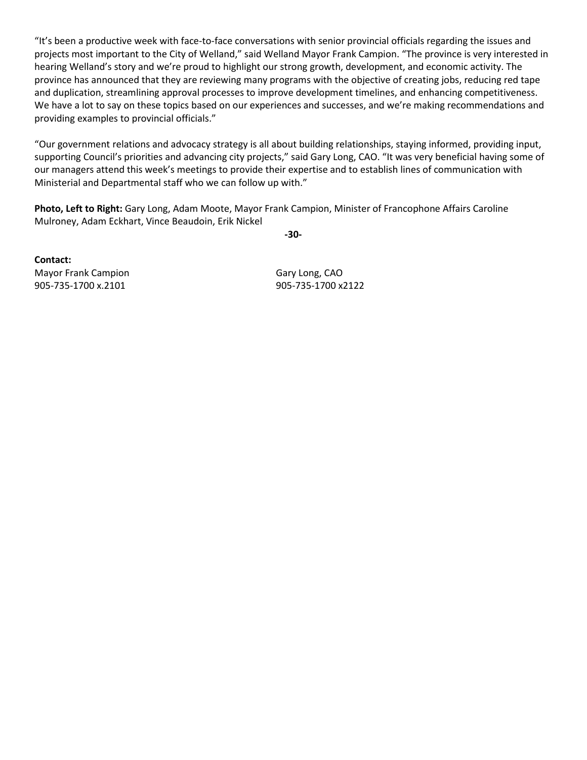"It's been a productive week with face-to-face conversations with senior provincial officials regarding the issues and projects most important to the City of Welland," said Welland Mayor Frank Campion. "The province is very interested in hearing Welland's story and we're proud to highlight our strong growth, development, and economic activity. The province has announced that they are reviewing many programs with the objective of creating jobs, reducing red tape and duplication, streamlining approval processes to improve development timelines, and enhancing competitiveness. We have a lot to say on these topics based on our experiences and successes, and we're making recommendations and providing examples to provincial officials."

"Our government relations and advocacy strategy is all about building relationships, staying informed, providing input, supporting Council's priorities and advancing city projects," said Gary Long, CAO. "It was very beneficial having some of our managers attend this week's meetings to provide their expertise and to establish lines of communication with Ministerial and Departmental staff who we can follow up with."

**Photo, Left to Right:** Gary Long, Adam Moote, Mayor Frank Campion, Minister of Francophone Affairs Caroline Mulroney, Adam Eckhart, Vince Beaudoin, Erik Nickel

**-30-**

**Contact:**

Mayor Frank Campion
905-735-1700 x.2101

Gary Long, CAO
905-735-1700 x2122